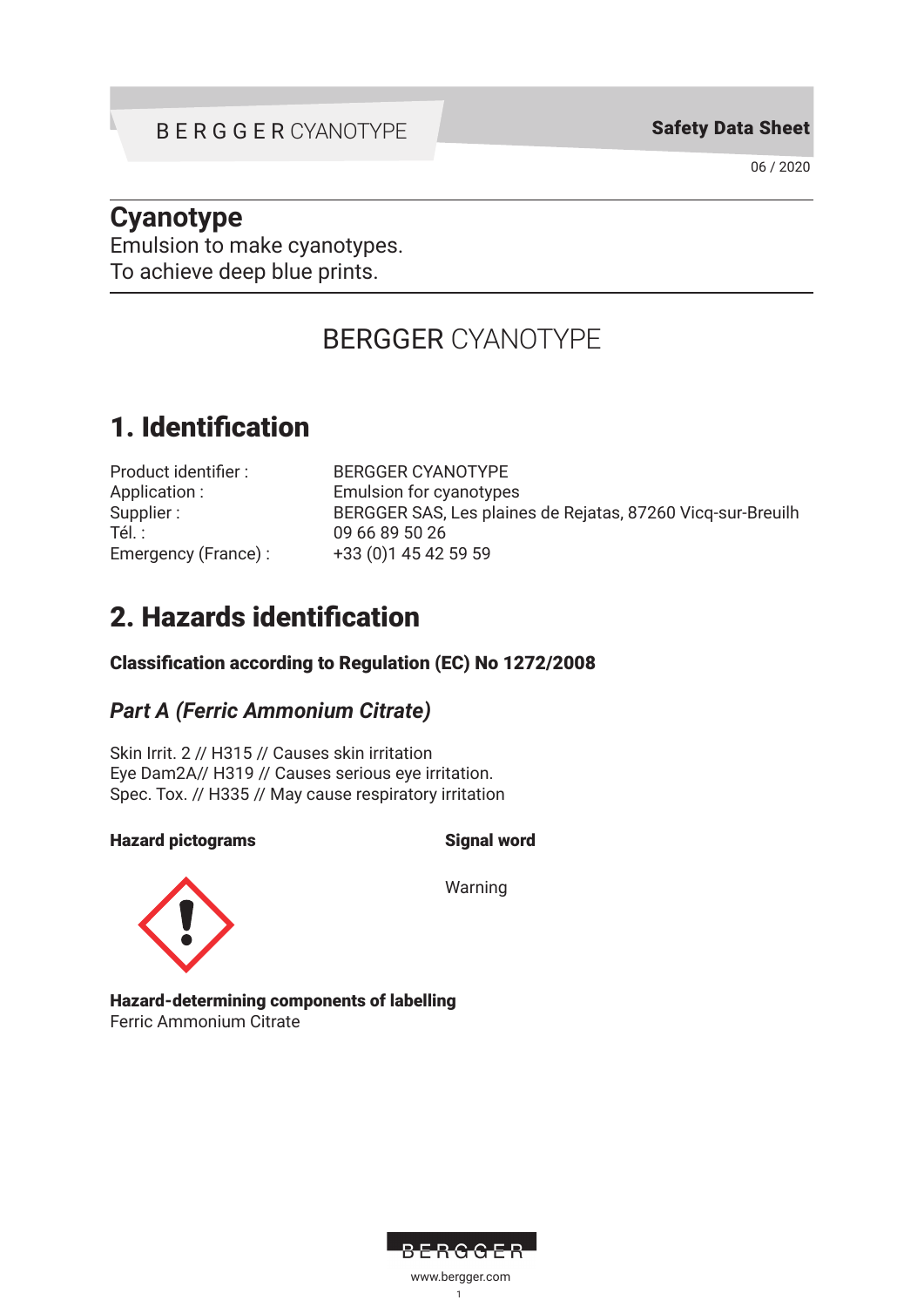# Cyanotype

Emulsion to make cyanotypes.
To achieve deep blue prints.

BERGGER CYANOTYPE

## 1. Identification

| | |
|---|---|
| Product identifier : | BERGGER CYANOTYPE |
| Application : | Emulsion for cyanotypes |
| Supplier : | BERGGER SAS, Les plaines de Rejatas, 87260 Vicq-sur-Breuilh |
| Tél. : | 09 66 89 50 26 |
| Emergency (France) : | +33 (0)1 45 42 59 59 |

## 2. Hazards identification

**Classification according to Regulation (EC) No 1272/2008**

### *Part A (Ferric Ammonium Citrate)*

Skin Irrit. 2 // H315 // Causes skin irritation
Eye Dam2A// H319 // Causes serious eye irritation.
Spec. Tox. // H335 // May cause respiratory irritation

**Hazard pictograms**

**Signal word**

Warning

**Hazard-determining components of labelling**
Ferric Ammonium Citrate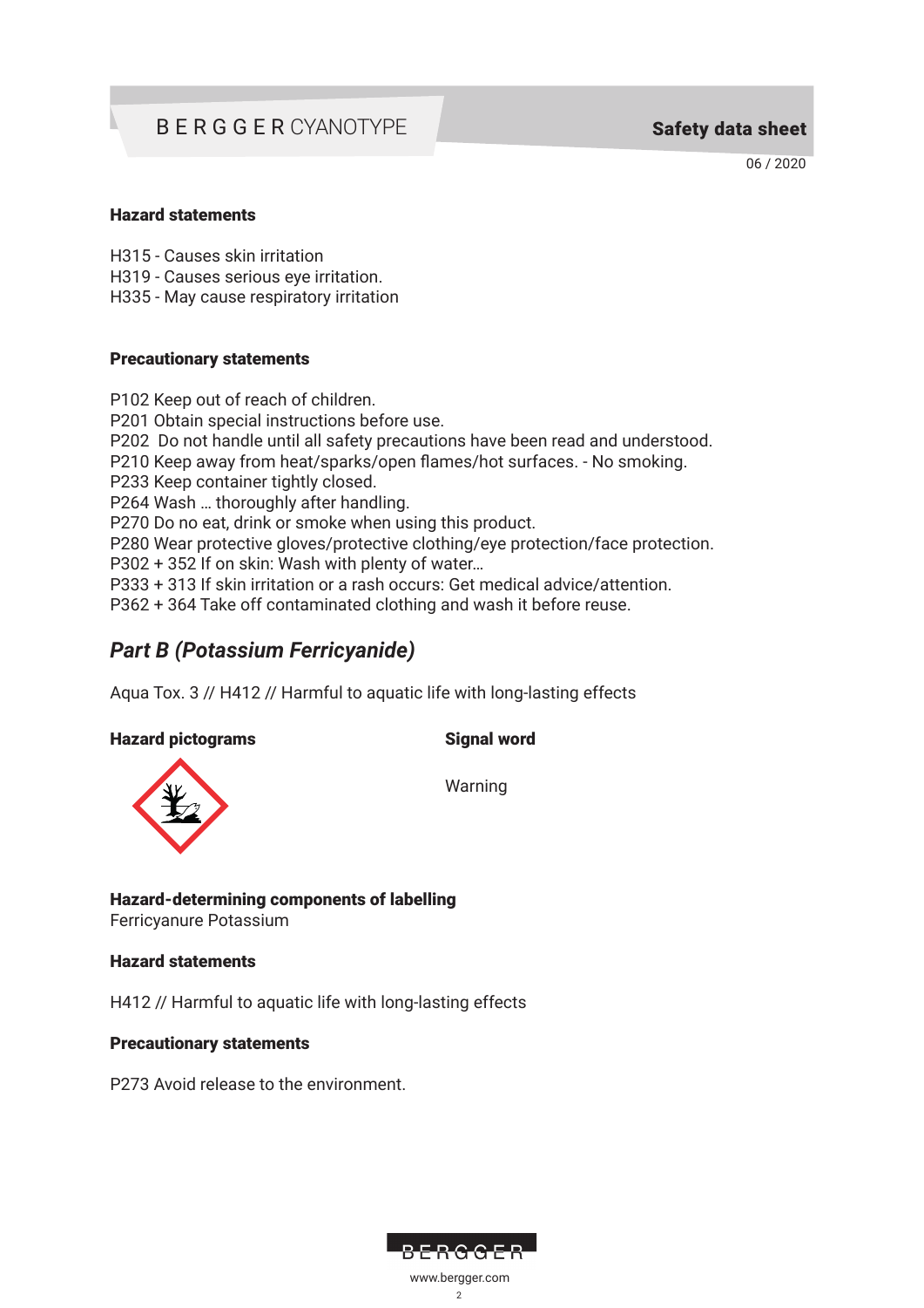### Hazard statements

H315 - Causes skin irritation
H319 - Causes serious eye irritation.
H335 - May cause respiratory irritation

### Precautionary statements

P102 Keep out of reach of children.
P201 Obtain special instructions before use.
P202  Do not handle until all safety precautions have been read and understood.
P210 Keep away from heat/sparks/open flames/hot surfaces. - No smoking.
P233 Keep container tightly closed.
P264 Wash … thoroughly after handling.
P270 Do no eat, drink or smoke when using this product.
P280 Wear protective gloves/protective clothing/eye protection/face protection.
P302 + 352 If on skin: Wash with plenty of water…
P333 + 313 If skin irritation or a rash occurs: Get medical advice/attention.
P362 + 364 Take off contaminated clothing and wash it before reuse.

## *Part B (Potassium Ferricyanide)*

Aqua Tox. 3 // H412 // Harmful to aquatic life with long-lasting effects

**Hazard pictograms**

**Signal word**

Warning

**Hazard-determining components of labelling**
Ferricyanure Potassium

### Hazard statements

H412 // Harmful to aquatic life with long-lasting effects

### Precautionary statements

P273 Avoid release to the environment.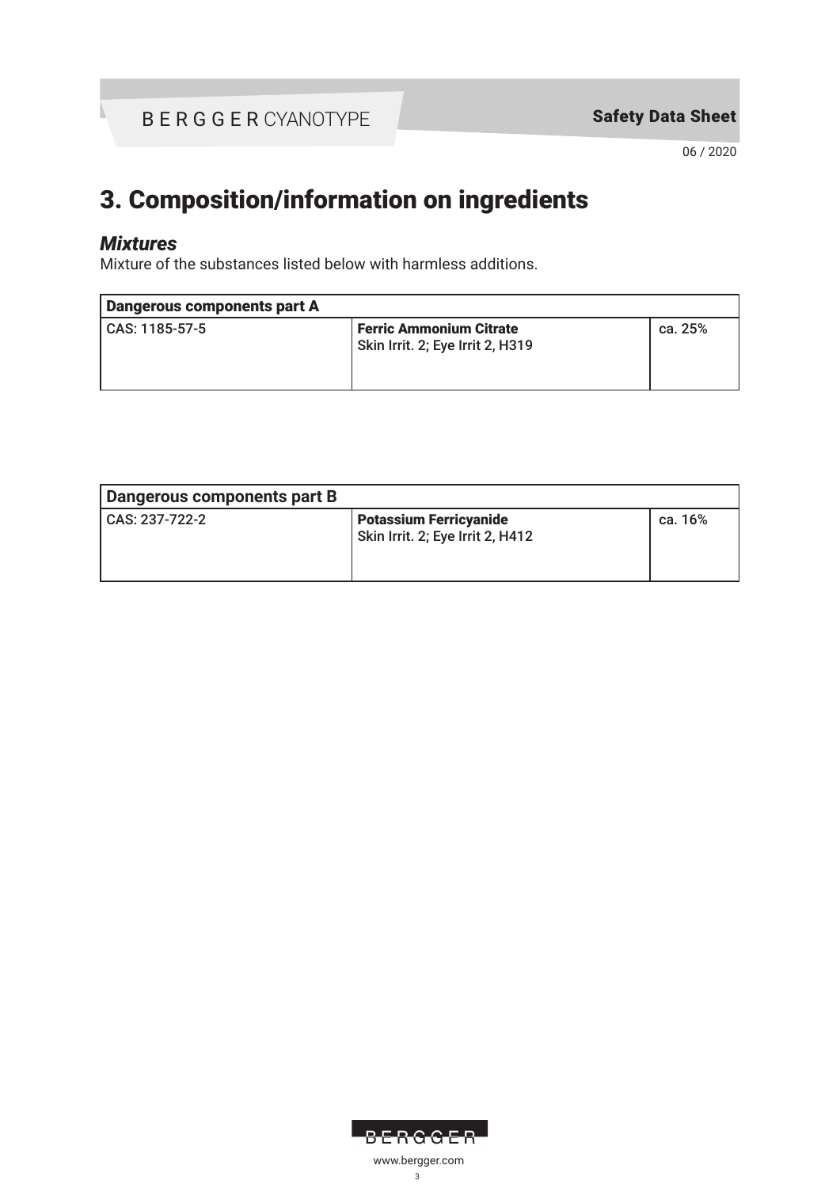# 3. Composition/information on ingredients

## *Mixtures*

Mixture of the substances listed below with harmless additions.

| Dangerous components part A | | |
|---|---|---|
| CAS: 1185-57-5 | **Ferric Ammonium Citrate**<br>Skin Irrit. 2; Eye Irrit 2, H319 | ca. 25% |

| Dangerous components part B | | |
|---|---|---|
| CAS: 237-722-2 | **Potassium Ferricyanide**<br>Skin Irrit. 2; Eye Irrit 2, H412 | ca. 16% |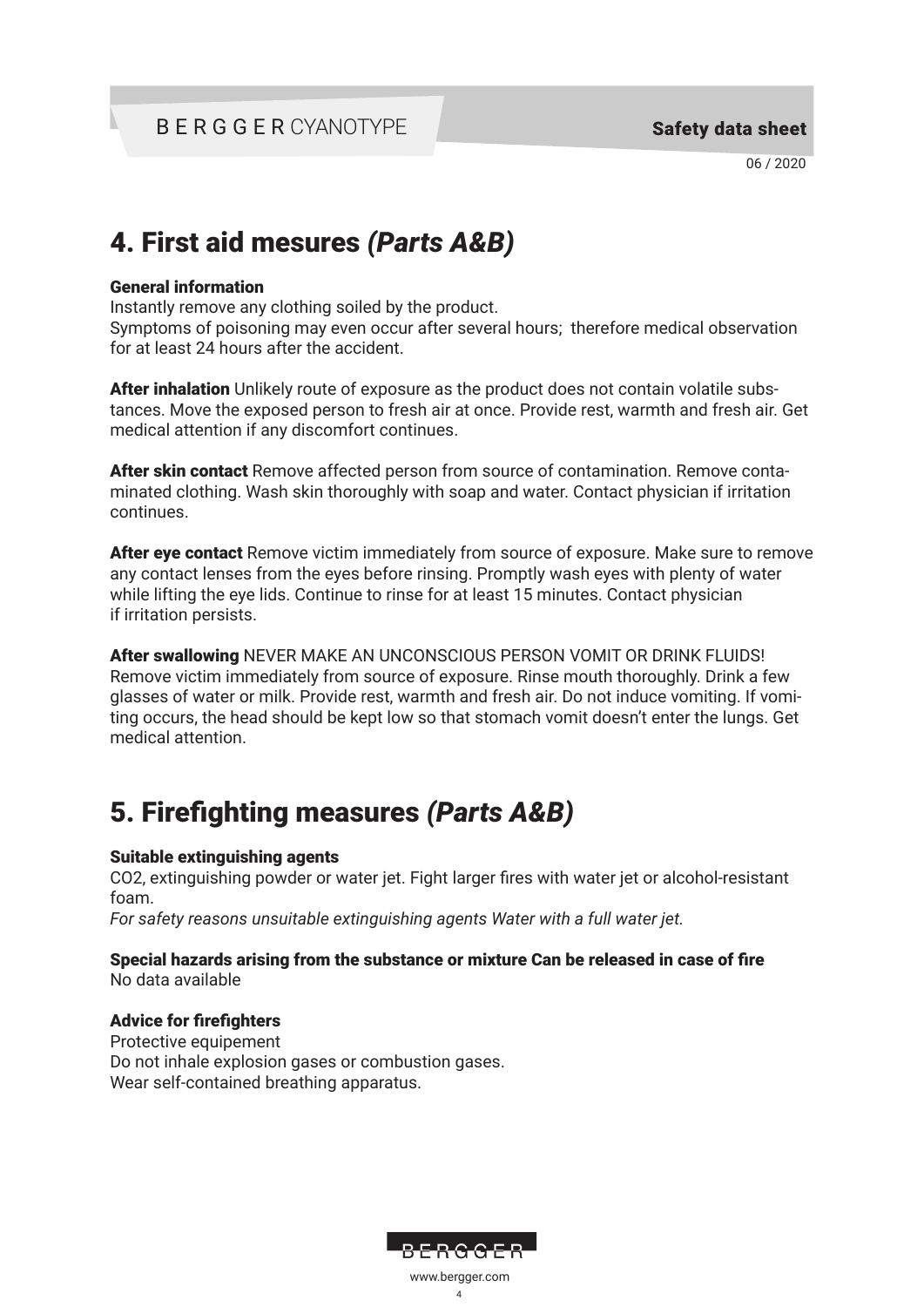## 4. First aid mesures *(Parts A&B)*

**General information**
Instantly remove any clothing soiled by the product.
Symptoms of poisoning may even occur after several hours; therefore medical observation for at least 24 hours after the accident.

**After inhalation** Unlikely route of exposure as the product does not contain volatile substances. Move the exposed person to fresh air at once. Provide rest, warmth and fresh air. Get medical attention if any discomfort continues.

**After skin contact** Remove affected person from source of contamination. Remove contaminated clothing. Wash skin thoroughly with soap and water. Contact physician if irritation continues.

**After eye contact** Remove victim immediately from source of exposure. Make sure to remove any contact lenses from the eyes before rinsing. Promptly wash eyes with plenty of water while lifting the eye lids. Continue to rinse for at least 15 minutes. Contact physician if irritation persists.

**After swallowing** NEVER MAKE AN UNCONSCIOUS PERSON VOMIT OR DRINK FLUIDS! Remove victim immediately from source of exposure. Rinse mouth thoroughly. Drink a few glasses of water or milk. Provide rest, warmth and fresh air. Do not induce vomiting. If vomiting occurs, the head should be kept low so that stomach vomit doesn't enter the lungs. Get medical attention.

## 5. Firefighting measures *(Parts A&B)*

**Suitable extinguishing agents**
$CO_2$, extinguishing powder or water jet. Fight larger fires with water jet or alcohol-resistant foam.
*For safety reasons unsuitable extinguishing agents Water with a full water jet.*

**Special hazards arising from the substance or mixture Can be released in case of fire**
No data available

**Advice for firefighters**
Protective equipement
Do not inhale explosion gases or combustion gases.
Wear self-contained breathing apparatus.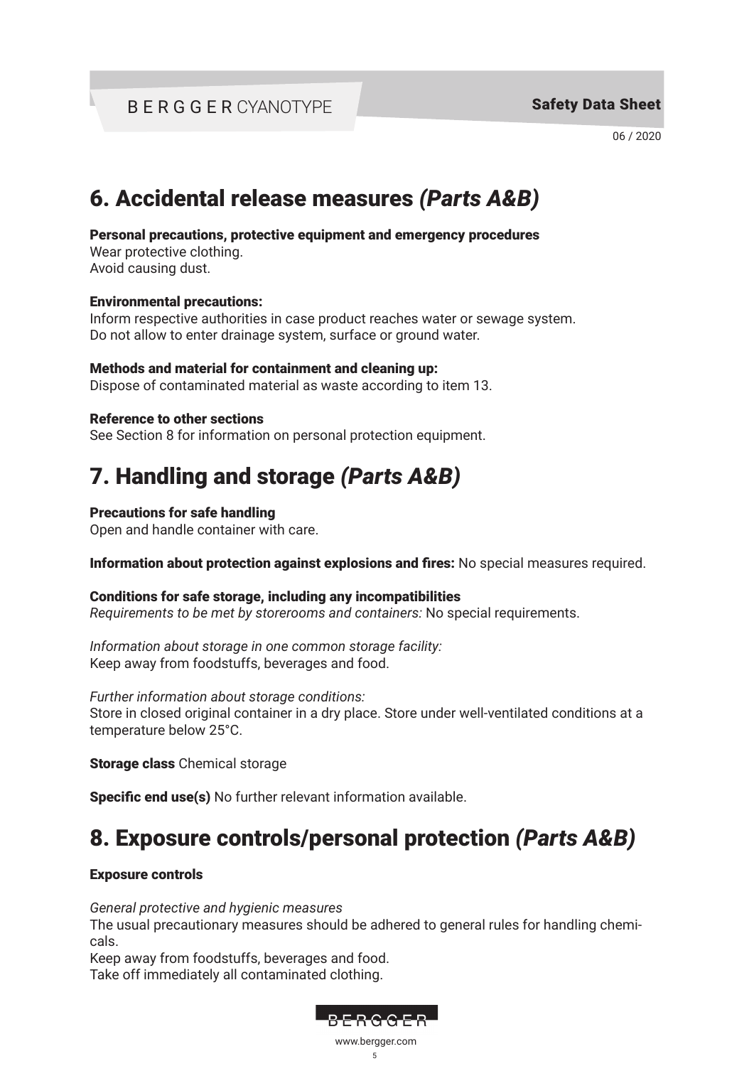# 6. Accidental release measures *(Parts A&B)*

**Personal precautions, protective equipment and emergency procedures**
Wear protective clothing.
Avoid causing dust.

**Environmental precautions:**
Inform respective authorities in case product reaches water or sewage system.
Do not allow to enter drainage system, surface or ground water.

**Methods and material for containment and cleaning up:**
Dispose of contaminated material as waste according to item 13.

**Reference to other sections**
See Section 8 for information on personal protection equipment.

# 7. Handling and storage *(Parts A&B)*

**Precautions for safe handling**
Open and handle container with care.

**Information about protection against explosions and fires:** No special measures required.

**Conditions for safe storage, including any incompatibilities**
*Requirements to be met by storerooms and containers:* No special requirements.

*Information about storage in one common storage facility:*
Keep away from foodstuffs, beverages and food.

*Further information about storage conditions:*
Store in closed original container in a dry place. Store under well-ventilated conditions at a temperature below 25°C.

**Storage class** Chemical storage

**Specific end use(s)** No further relevant information available.

# 8. Exposure controls/personal protection *(Parts A&B)*

**Exposure controls**

*General protective and hygienic measures*
The usual precautionary measures should be adhered to general rules for handling chemicals.
Keep away from foodstuffs, beverages and food.
Take off immediately all contaminated clothing.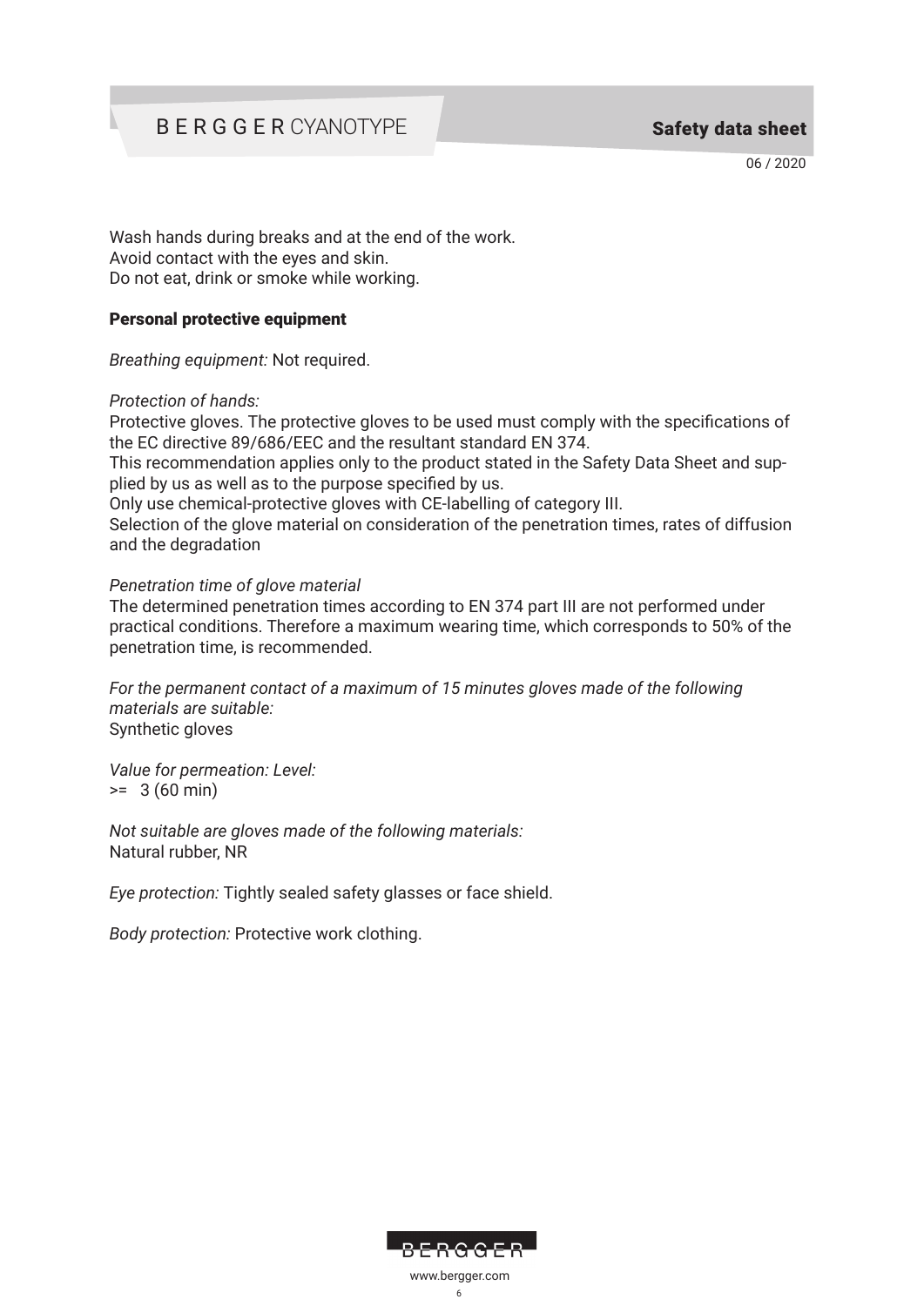Wash hands during breaks and at the end of the work.
Avoid contact with the eyes and skin.
Do not eat, drink or smoke while working.

### Personal protective equipment

*Breathing equipment:* Not required.

*Protection of hands:*
Protective gloves. The protective gloves to be used must comply with the specifications of the EC directive 89/686/EEC and the resultant standard EN 374.
This recommendation applies only to the product stated in the Safety Data Sheet and supplied by us as well as to the purpose specified by us.
Only use chemical-protective gloves with CE-labelling of category III.
Selection of the glove material on consideration of the penetration times, rates of diffusion and the degradation

*Penetration time of glove material*
The determined penetration times according to EN 374 part III are not performed under practical conditions. Therefore a maximum wearing time, which corresponds to 50% of the penetration time, is recommended.

*For the permanent contact of a maximum of 15 minutes gloves made of the following materials are suitable:*
Synthetic gloves

*Value for permeation: Level:*
>= 3 (60 min)

*Not suitable are gloves made of the following materials:*
Natural rubber, NR

*Eye protection:* Tightly sealed safety glasses or face shield.

*Body protection:* Protective work clothing.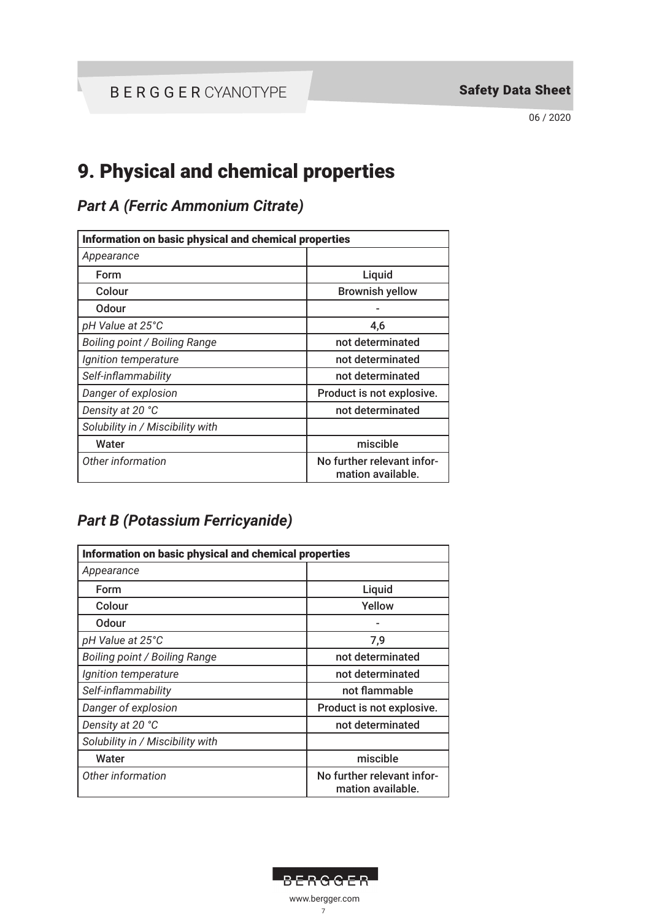# 9. Physical and chemical properties

## *Part A (Ferric Ammonium Citrate)*

| Information on basic physical and chemical properties | |
|---|---|
| *Appearance* | |
| Form | Liquid |
| Colour | Brownish yellow |
| Odour | - |
| *pH Value at 25°C* | 4,6 |
| *Boiling point / Boiling Range* | not determinated |
| *Ignition temperature* | not determinated |
| *Self-inflammability* | not determinated |
| *Danger of explosion* | Product is not explosive. |
| *Density at 20 °C* | not determinated |
| *Solubility in / Miscibility with* | |
| Water | miscible |
| *Other information* | No further relevant information available. |

## *Part B (Potassium Ferricyanide)*

| Information on basic physical and chemical properties | |
|---|---|
| *Appearance* | |
| Form | Liquid |
| Colour | Yellow |
| Odour | - |
| *pH Value at 25°C* | 7,9 |
| *Boiling point / Boiling Range* | not determinated |
| *Ignition temperature* | not determinated |
| *Self-inflammability* | not flammable |
| *Danger of explosion* | Product is not explosive. |
| *Density at 20 °C* | not determinated |
| *Solubility in / Miscibility with* | |
| Water | miscible |
| *Other information* | No further relevant information available. |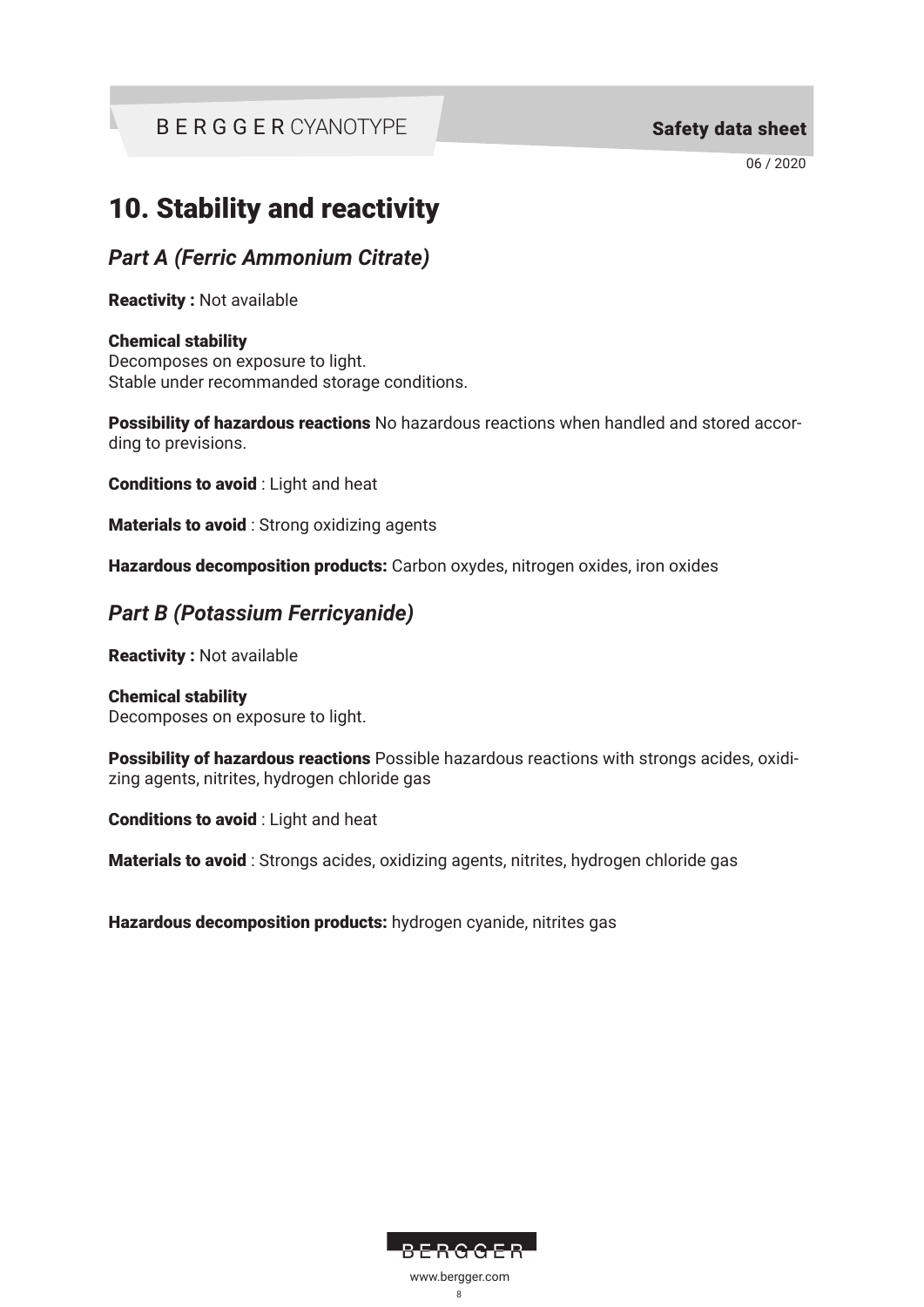# 10. Stability and reactivity

## *Part A (Ferric Ammonium Citrate)*

**Reactivity :** Not available

**Chemical stability**
Decomposes on exposure to light.
Stable under recommanded storage conditions.

**Possibility of hazardous reactions** No hazardous reactions when handled and stored according to previsions.

**Conditions to avoid** : Light and heat

**Materials to avoid** : Strong oxidizing agents

**Hazardous decomposition products:** Carbon oxydes, nitrogen oxides, iron oxides

## *Part B (Potassium Ferricyanide)*

**Reactivity :** Not available

**Chemical stability**
Decomposes on exposure to light.

**Possibility of hazardous reactions** Possible hazardous reactions with strongs acides, oxidizing agents, nitrites, hydrogen chloride gas

**Conditions to avoid** : Light and heat

**Materials to avoid** : Strongs acides, oxidizing agents, nitrites, hydrogen chloride gas

**Hazardous decomposition products:** hydrogen cyanide, nitrites gas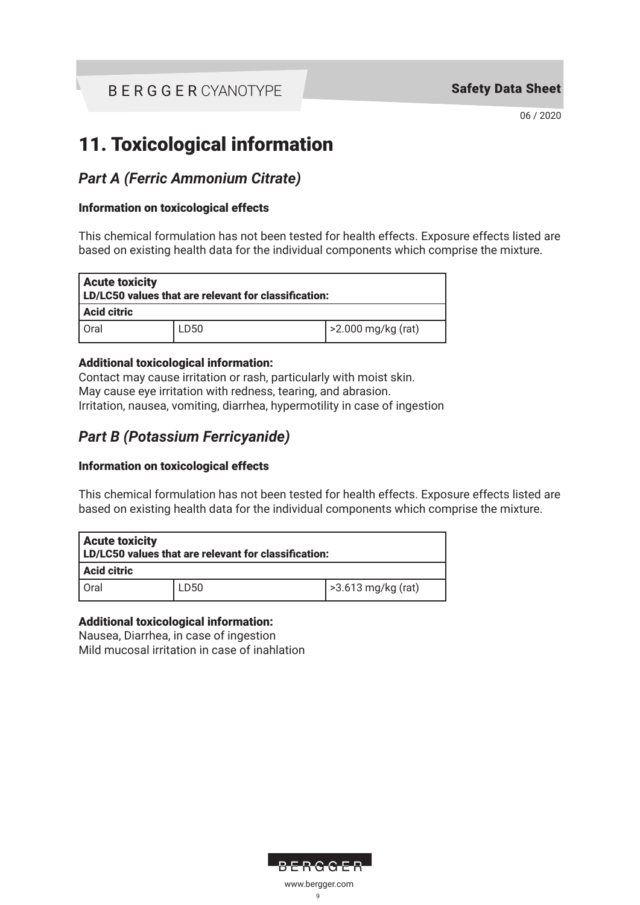# 11. Toxicological information

## *Part A (Ferric Ammonium Citrate)*

### Information on toxicological effects

This chemical formulation has not been tested for health effects. Exposure effects listed are based on existing health data for the individual components which comprise the mixture.

| **Acute toxicity**<br>**LD/LC50 values that are relevant for classification:** | | |
|---|---|---|
| **Acid citric** | | |
| Oral | LD50 | >2.000 mg/kg (rat) |

### Additional toxicological information:

Contact may cause irritation or rash, particularly with moist skin.
May cause eye irritation with redness, tearing, and abrasion.
Irritation, nausea, vomiting, diarrhea, hypermotility in case of ingestion

## *Part B (Potassium Ferricyanide)*

### Information on toxicological effects

This chemical formulation has not been tested for health effects. Exposure effects listed are based on existing health data for the individual components which comprise the mixture.

| **Acute toxicity**<br>**LD/LC50 values that are relevant for classification:** | | |
|---|---|---|
| **Acid citric** | | |
| Oral | LD50 | >3.613 mg/kg (rat) |

### Additional toxicological information:

Nausea, Diarrhea, in case of ingestion
Mild mucosal irritation in case of inahlation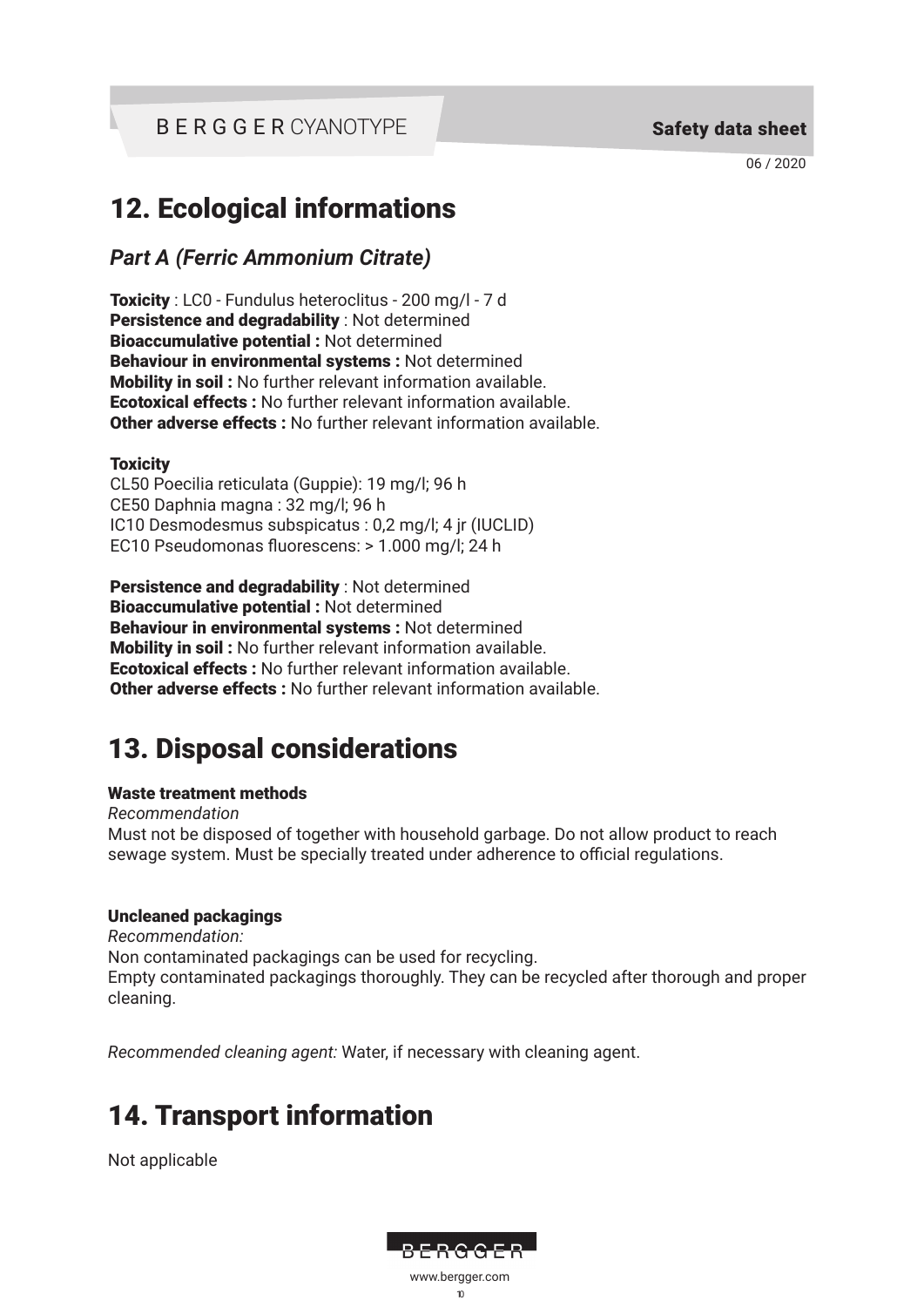# 12. Ecological informations

## *Part A (Ferric Ammonium Citrate)*

**Toxicity** : LC0 - Fundulus heteroclitus - 200 mg/l - 7 d
**Persistence and degradability** : Not determined
**Bioaccumulative potential :** Not determined
**Behaviour in environmental systems :** Not determined
**Mobility in soil :** No further relevant information available.
**Ecotoxical effects :** No further relevant information available.
**Other adverse effects :** No further relevant information available.

**Toxicity**
CL50 Poecilia reticulata (Guppie): 19 mg/l; 96 h
CE50 Daphnia magna : 32 mg/l; 96 h
IC10 Desmodesmus subspicatus : 0,2 mg/l; 4 jr (IUCLID)
EC10 Pseudomonas fluorescens: > 1.000 mg/l; 24 h

**Persistence and degradability** : Not determined
**Bioaccumulative potential :** Not determined
**Behaviour in environmental systems :** Not determined
**Mobility in soil :** No further relevant information available.
**Ecotoxical effects :** No further relevant information available.
**Other adverse effects :** No further relevant information available.

# 13. Disposal considerations

**Waste treatment methods**
*Recommendation*
Must not be disposed of together with household garbage. Do not allow product to reach sewage system. Must be specially treated under adherence to official regulations.

**Uncleaned packagings**
*Recommendation:*
Non contaminated packagings can be used for recycling.
Empty contaminated packagings thoroughly. They can be recycled after thorough and proper cleaning.

*Recommended cleaning agent:* Water, if necessary with cleaning agent.

# 14. Transport information

Not applicable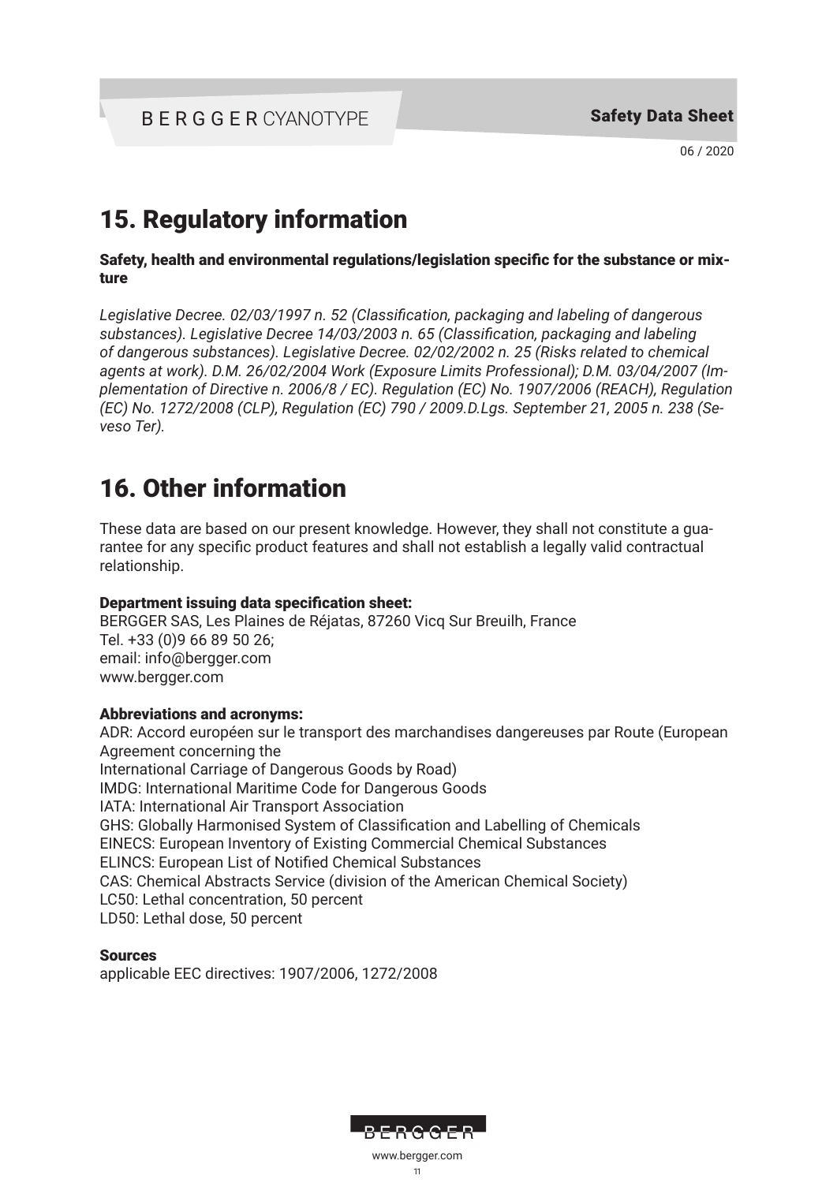# 15. Regulatory information

**Safety, health and environmental regulations/legislation specific for the substance or mixture**

*Legislative Decree. 02/03/1997 n. 52 (Classification, packaging and labeling of dangerous substances). Legislative Decree 14/03/2003 n. 65 (Classification, packaging and labeling of dangerous substances). Legislative Decree. 02/02/2002 n. 25 (Risks related to chemical agents at work). D.M. 26/02/2004 Work (Exposure Limits Professional); D.M. 03/04/2007 (Implementation of Directive n. 2006/8 / EC). Regulation (EC) No. 1907/2006 (REACH), Regulation (EC) No. 1272/2008 (CLP), Regulation (EC) 790 / 2009.D.Lgs. September 21, 2005 n. 238 (Seveso Ter).*

# 16. Other information

These data are based on our present knowledge. However, they shall not constitute a guarantee for any specific product features and shall not establish a legally valid contractual relationship.

**Department issuing data specification sheet:**
BERGGER SAS, Les Plaines de Réjatas, 87260 Vicq Sur Breuilh, France
Tel. +33 (0)9 66 89 50 26;
email: info@bergger.com
www.bergger.com

**Abbreviations and acronyms:**
ADR: Accord européen sur le transport des marchandises dangereuses par Route (European Agreement concerning the
International Carriage of Dangerous Goods by Road)
IMDG: International Maritime Code for Dangerous Goods
IATA: International Air Transport Association
GHS: Globally Harmonised System of Classification and Labelling of Chemicals
EINECS: European Inventory of Existing Commercial Chemical Substances
ELINCS: European List of Notified Chemical Substances
CAS: Chemical Abstracts Service (division of the American Chemical Society)
LC50: Lethal concentration, 50 percent
LD50: Lethal dose, 50 percent

**Sources**
applicable EEC directives: 1907/2006, 1272/2008